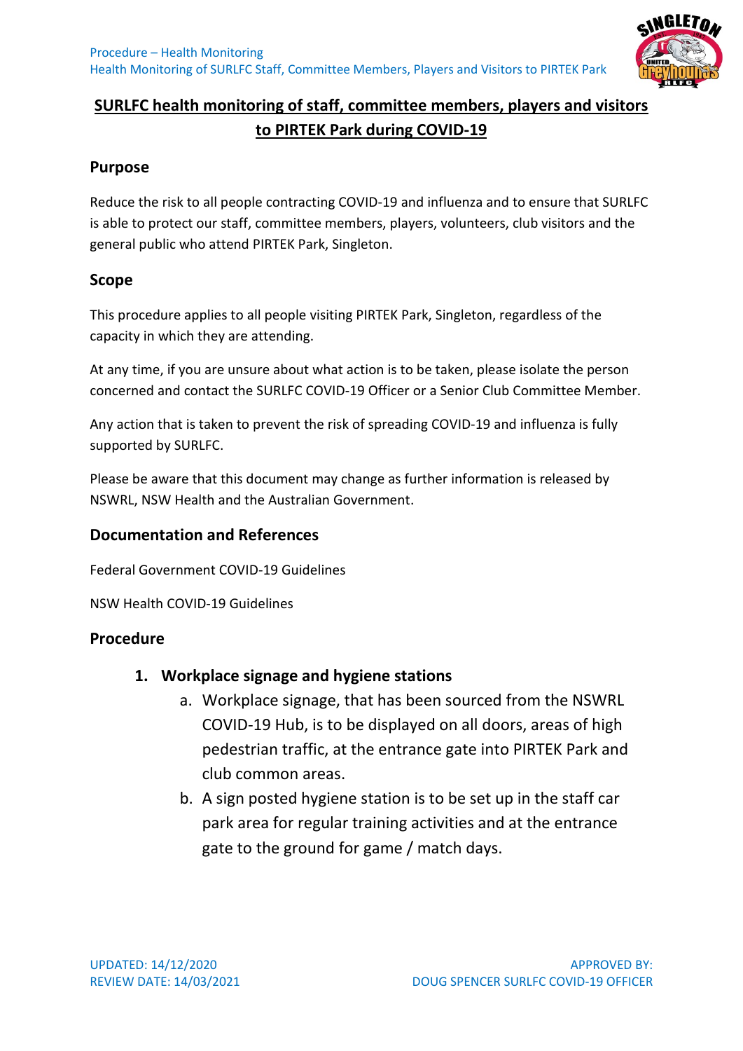# SURLFC health monitoring of staff, committee members, players and visitors to PIRTEK Park during COVID-19

## Purpose

Reduce the risk to all people contracting COVID-19 and influenza and to ensure that SURLFC is able to protect our staff, committee members, players, volunteers, club visitors and the general public who attend PIRTEK Park, Singleton.

## Scope

This procedure applies to all people visiting PIRTEK Park, Singleton, regardless of the capacity in which they are attending.

At any time, if you are unsure about what action is to be taken, please isolate the person concerned and contact the SURLFC COVID-19 Officer or a Senior Club Committee Member.

Any action that is taken to prevent the risk of spreading COVID-19 and influenza is fully supported by SURLFC.

Please be aware that this document may change as further information is released by NSWRL, NSW Health and the Australian Government.

## Documentation and References

Federal Government COVID-19 Guidelines

NSW Health COVID-19 Guidelines

## Procedure

1. **Workplace signage and hygiene stations**
   a. Workplace signage, that has been sourced from the NSWRL COVID-19 Hub, is to be displayed on all doors, areas of high pedestrian traffic, at the entrance gate into PIRTEK Park and club common areas.
   b. A sign posted hygiene station is to be set up in the staff car park area for regular training activities and at the entrance gate to the ground for game / match days.

UPDATED: 14/12/2020
REVIEW DATE: 14/03/2021

APPROVED BY:
DOUG SPENCER SURLFC COVID-19 OFFICER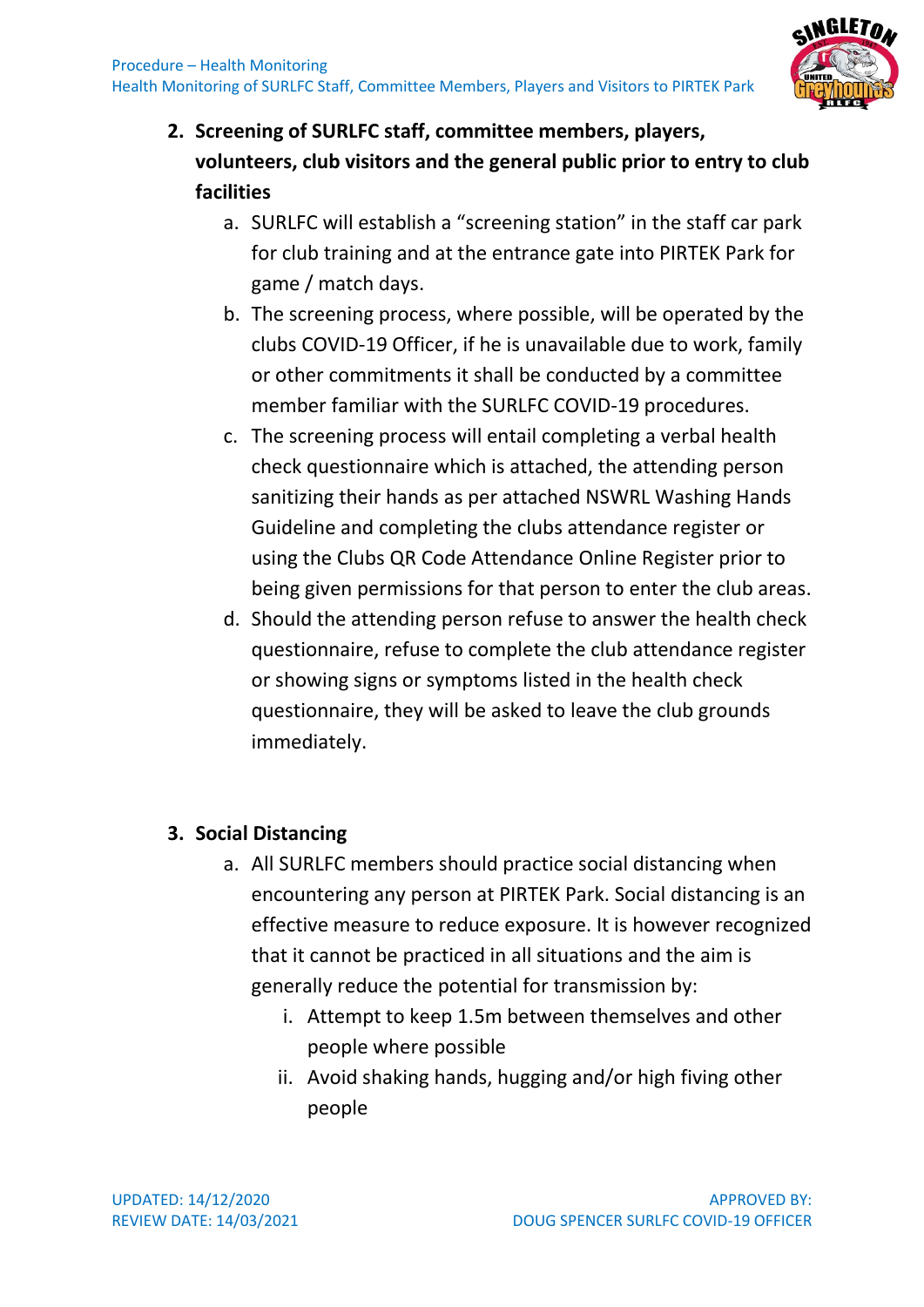2. **Screening of SURLFC staff, committee members, players, volunteers, club visitors and the general public prior to entry to club facilities**
    a. SURLFC will establish a "screening station" in the staff car park for club training and at the entrance gate into PIRTEK Park for game / match days.
    b. The screening process, where possible, will be operated by the clubs COVID-19 Officer, if he is unavailable due to work, family or other commitments it shall be conducted by a committee member familiar with the SURLFC COVID-19 procedures.
    c. The screening process will entail completing a verbal health check questionnaire which is attached, the attending person sanitizing their hands as per attached NSWRL Washing Hands Guideline and completing the clubs attendance register or using the Clubs QR Code Attendance Online Register prior to being given permissions for that person to enter the club areas.
    d. Should the attending person refuse to answer the health check questionnaire, refuse to complete the club attendance register or showing signs or symptoms listed in the health check questionnaire, they will be asked to leave the club grounds immediately.

3. **Social Distancing**
    a. All SURLFC members should practice social distancing when encountering any person at PIRTEK Park. Social distancing is an effective measure to reduce exposure. It is however recognized that it cannot be practiced in all situations and the aim is generally reduce the potential for transmission by:
        i. Attempt to keep 1.5m between themselves and other people where possible
        ii. Avoid shaking hands, hugging and/or high fiving other people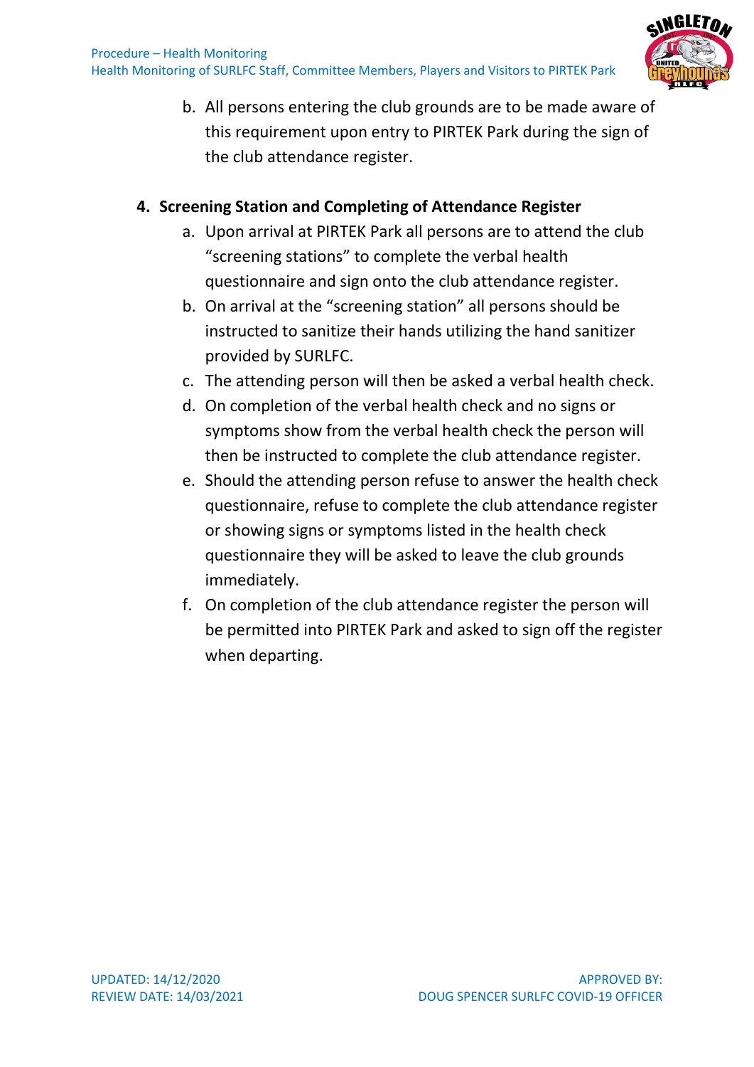b. All persons entering the club grounds are to be made aware of this requirement upon entry to PIRTEK Park during the sign of the club attendance register.

**4. Screening Station and Completing of Attendance Register**

a. Upon arrival at PIRTEK Park all persons are to attend the club "screening stations" to complete the verbal health questionnaire and sign onto the club attendance register.

b. On arrival at the "screening station" all persons should be instructed to sanitize their hands utilizing the hand sanitizer provided by SURLFC.

c. The attending person will then be asked a verbal health check.

d. On completion of the verbal health check and no signs or symptoms show from the verbal health check the person will then be instructed to complete the club attendance register.

e. Should the attending person refuse to answer the health check questionnaire, refuse to complete the club attendance register or showing signs or symptoms listed in the health check questionnaire they will be asked to leave the club grounds immediately.

f. On completion of the club attendance register the person will be permitted into PIRTEK Park and asked to sign off the register when departing.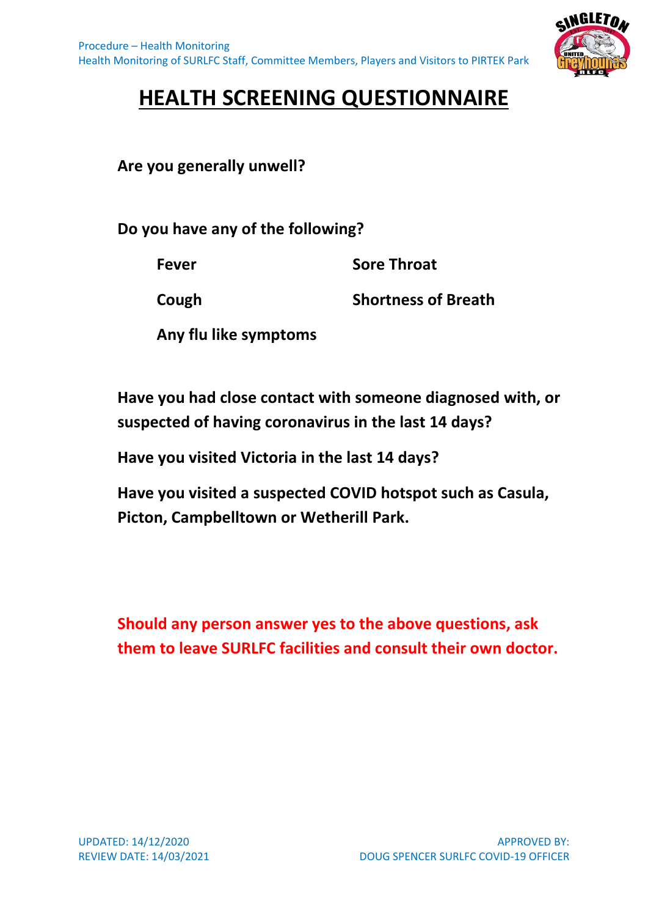# HEALTH SCREENING QUESTIONNAIRE

**Are you generally unwell?**

**Do you have any of the following?**

- **Fever**
- **Sore Throat**
- **Cough**
- **Shortness of Breath**
- **Any flu like symptoms**

**Have you had close contact with someone diagnosed with, or suspected of having coronavirus in the last 14 days?**

**Have you visited Victoria in the last 14 days?**

**Have you visited a suspected COVID hotspot such as Casula, Picton, Campbelltown or Wetherill Park.**

**Should any person answer yes to the above questions, ask them to leave SURLFC facilities and consult their own doctor.**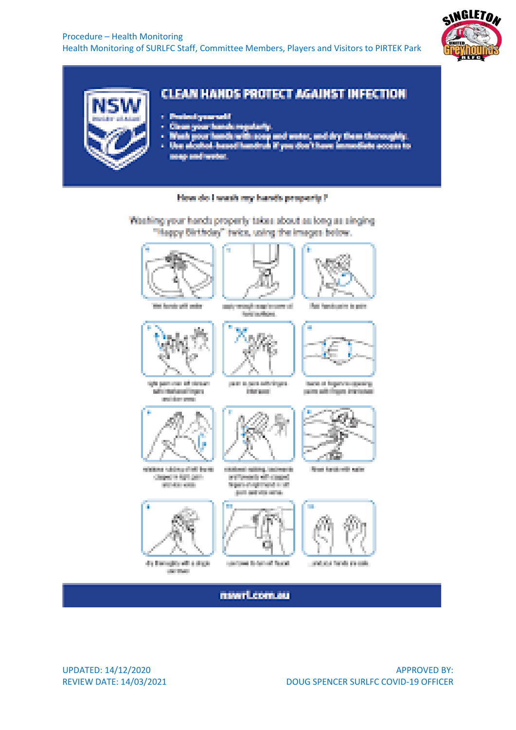Procedure – Health Monitoring
Health Monitoring of SURLFC Staff, Committee Members, Players and Visitors to PIRTEK Park

## CLEAN HANDS PROTECT AGAINST INFECTION

- Protect yourself
- Clean your hands regularly.
- Wash your hands with soap and water, and dry them thoroughly.
- Use alcohol-based handrub if you don't have immediate access to soap and water.

How do I wash my hands properly?

Washing your hands properly takes about as long as singing "Happy Birthday" twice, using the images below.

nswrl.com.au

UPDATED: 14/12/2020
REVIEW DATE: 14/03/2021

APPROVED BY:
DOUG SPENCER SURLFC COVID-19 OFFICER